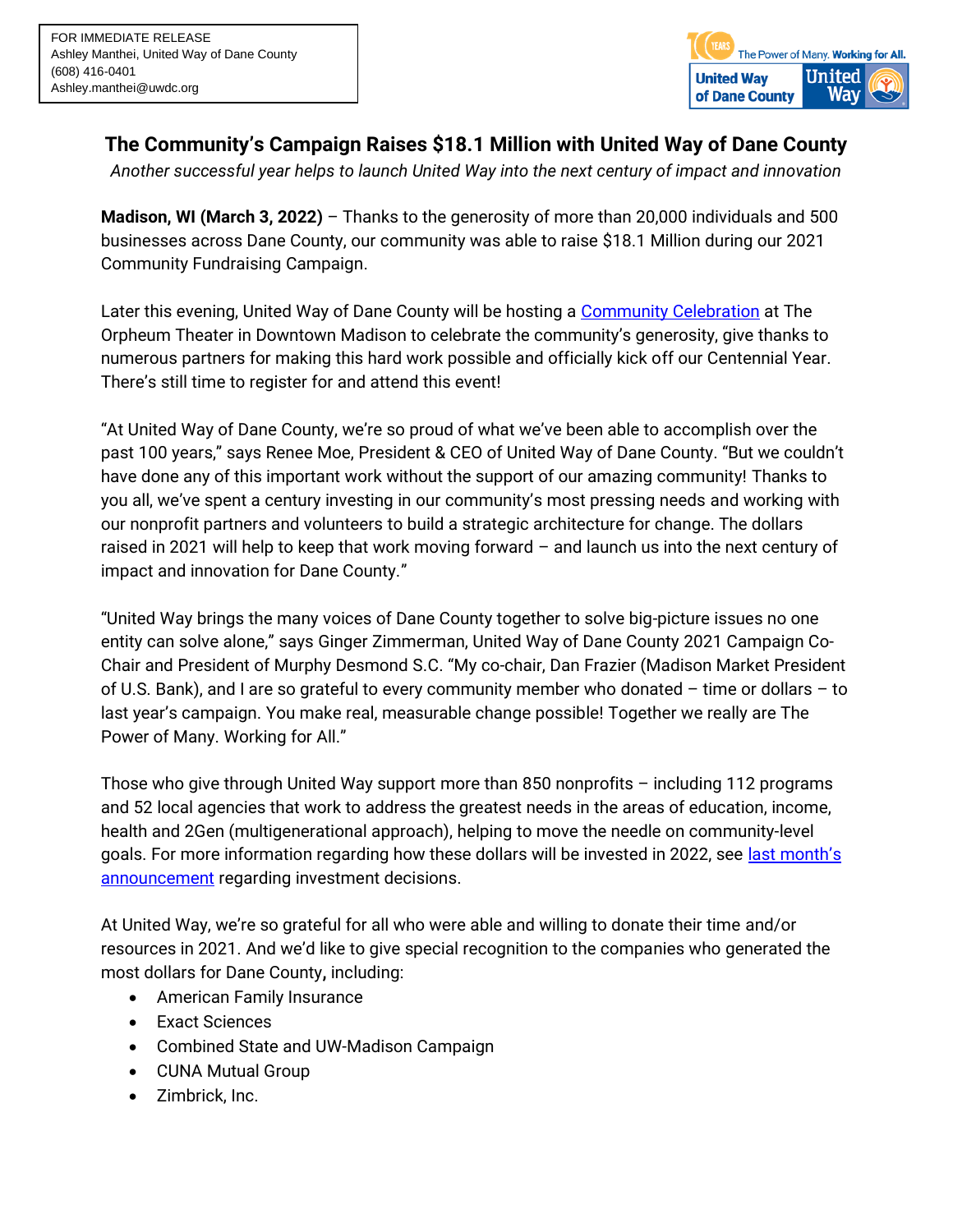FOR IMMEDIATE RELEASE
Ashley Manthei, United Way of Dane County
(608) 416-0401
Ashley.manthei@uwdc.org

# The Community's Campaign Raises $18.1 Million with United Way of Dane County

*Another successful year helps to launch United Way into the next century of impact and innovation*

**Madison, WI (March 3, 2022)** – Thanks to the generosity of more than 20,000 individuals and 500 businesses across Dane County, our community was able to raise $18.1 Million during our 2021 Community Fundraising Campaign.

Later this evening, United Way of Dane County will be hosting a Community Celebration at The Orpheum Theater in Downtown Madison to celebrate the community's generosity, give thanks to numerous partners for making this hard work possible and officially kick off our Centennial Year. There's still time to register for and attend this event!

"At United Way of Dane County, we're so proud of what we've been able to accomplish over the past 100 years," says Renee Moe, President & CEO of United Way of Dane County. "But we couldn't have done any of this important work without the support of our amazing community! Thanks to you all, we've spent a century investing in our community's most pressing needs and working with our nonprofit partners and volunteers to build a strategic architecture for change. The dollars raised in 2021 will help to keep that work moving forward – and launch us into the next century of impact and innovation for Dane County."

"United Way brings the many voices of Dane County together to solve big-picture issues no one entity can solve alone," says Ginger Zimmerman, United Way of Dane County 2021 Campaign Co-Chair and President of Murphy Desmond S.C. "My co-chair, Dan Frazier (Madison Market President of U.S. Bank), and I are so grateful to every community member who donated – time or dollars – to last year's campaign. You make real, measurable change possible! Together we really are The Power of Many. Working for All."

Those who give through United Way support more than 850 nonprofits – including 112 programs and 52 local agencies that work to address the greatest needs in the areas of education, income, health and 2Gen (multigenerational approach), helping to move the needle on community-level goals. For more information regarding how these dollars will be invested in 2022, see last month's announcement regarding investment decisions.

At United Way, we're so grateful for all who were able and willing to donate their time and/or resources in 2021. And we'd like to give special recognition to the companies who generated the most dollars for Dane County**,** including:

- American Family Insurance
- Exact Sciences
- Combined State and UW-Madison Campaign
- CUNA Mutual Group
- Zimbrick, Inc.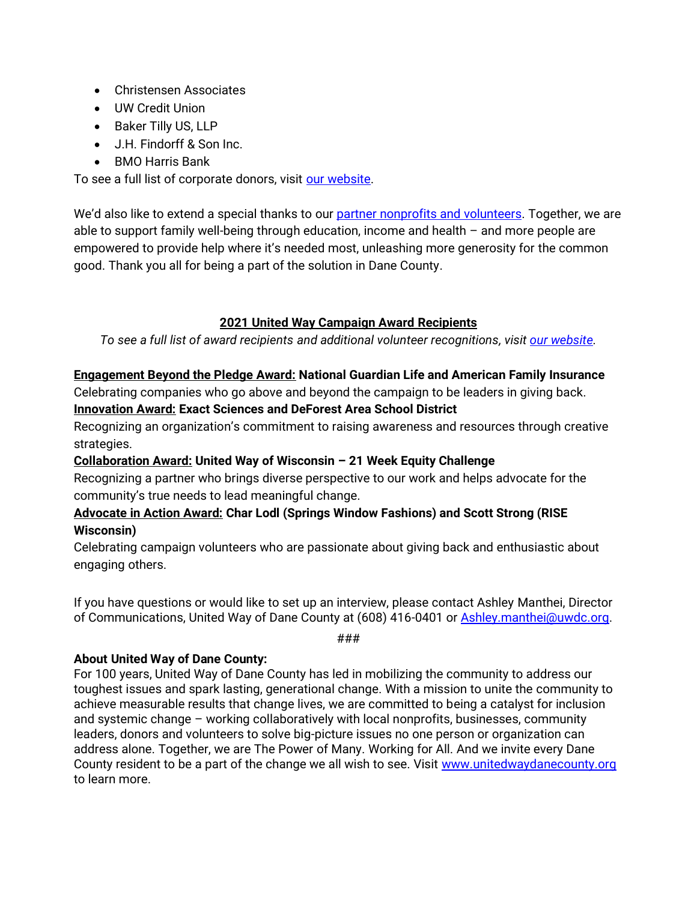- Christensen Associates
- UW Credit Union
- Baker Tilly US, LLP
- J.H. Findorff & Son Inc.
- BMO Harris Bank

To see a full list of corporate donors, visit our website.

We'd also like to extend a special thanks to our partner nonprofits and volunteers. Together, we are able to support family well-being through education, income and health – and more people are empowered to provide help where it's needed most, unleashing more generosity for the common good. Thank you all for being a part of the solution in Dane County.

## 2021 United Way Campaign Award Recipients

*To see a full list of award recipients and additional volunteer recognitions, visit our website.*

**Engagement Beyond the Pledge Award: National Guardian Life and American Family Insurance**
Celebrating companies who go above and beyond the campaign to be leaders in giving back.

**Innovation Award: Exact Sciences and DeForest Area School District**
Recognizing an organization's commitment to raising awareness and resources through creative strategies.

**Collaboration Award: United Way of Wisconsin – 21 Week Equity Challenge**
Recognizing a partner who brings diverse perspective to our work and helps advocate for the community's true needs to lead meaningful change.

**Advocate in Action Award: Char Lodl (Springs Window Fashions) and Scott Strong (RISE Wisconsin)**
Celebrating campaign volunteers who are passionate about giving back and enthusiastic about engaging others.

If you have questions or would like to set up an interview, please contact Ashley Manthei, Director of Communications, United Way of Dane County at (608) 416-0401 or Ashley.manthei@uwdc.org.

###

**About United Way of Dane County:**
For 100 years, United Way of Dane County has led in mobilizing the community to address our toughest issues and spark lasting, generational change. With a mission to unite the community to achieve measurable results that change lives, we are committed to being a catalyst for inclusion and systemic change – working collaboratively with local nonprofits, businesses, community leaders, donors and volunteers to solve big-picture issues no one person or organization can address alone. Together, we are The Power of Many. Working for All. And we invite every Dane County resident to be a part of the change we all wish to see. Visit www.unitedwaydanecounty.org to learn more.